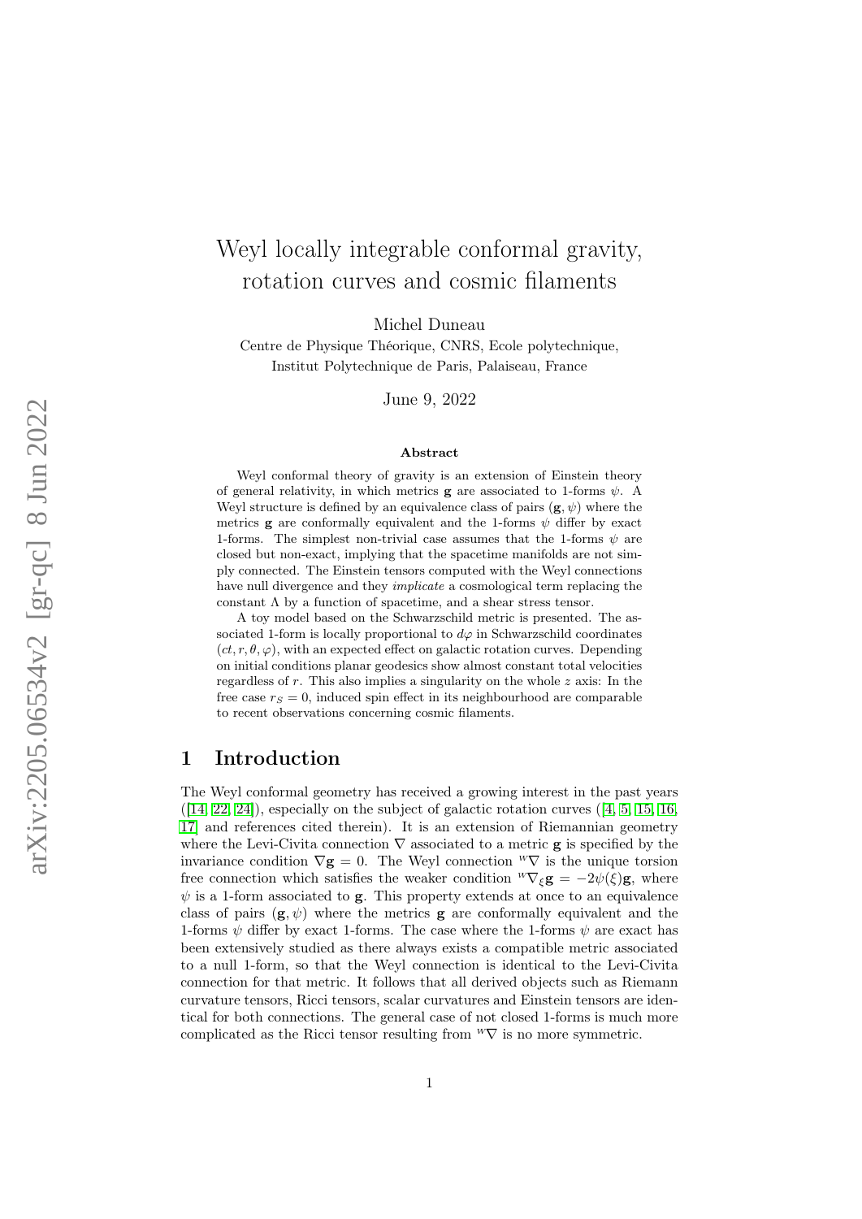# Weyl locally integrable conformal gravity, rotation curves and cosmic filaments

Michel Duneau

Centre de Physique Théorique, CNRS, Ecole polytechnique, Institut Polytechnique de Paris, Palaiseau, France

June 9, 2022

### Abstract

Weyl conformal theory of gravity is an extension of Einstein theory of general relativity, in which metrics $\mathbf{g}$ are associated to 1-forms $\psi$. A Weyl structure is defined by an equivalence class of pairs $(\mathbf{g}, \psi)$ where the metrics $\mathbf{g}$ are conformally equivalent and the 1-forms $\psi$ differ by exact 1-forms. The simplest non-trivial case assumes that the 1-forms $\psi$ are closed but non-exact, implying that the spacetime manifolds are not simply connected. The Einstein tensors computed with the Weyl connections have null divergence and they *implicate* a cosmological term replacing the constant $\Lambda$ by a function of spacetime, and a shear stress tensor.

A toy model based on the Schwarzschild metric is presented. The associated 1-form is locally proportional to $d\varphi$ in Schwarzschild coordinates $(ct, r, \theta, \varphi)$, with an expected effect on galactic rotation curves. Depending on initial conditions planar geodesics show almost constant total velocities regardless of $r$. This also implies a singularity on the whole $z$ axis: In the free case $r_S = 0$, induced spin effect in its neighbourhood are comparable to recent observations concerning cosmic filaments.

## 1 Introduction

The Weyl conformal geometry has received a growing interest in the past years ([14, 22, 24]), especially on the subject of galactic rotation curves ([4, 5, 15, 16, 17] and references cited therein). It is an extension of Riemannian geometry where the Levi-Civita connection $\nabla$ associated to a metric $\mathbf{g}$ is specified by the invariance condition $\nabla \mathbf{g} = 0$. The Weyl connection ${}^{w}\nabla$ is the unique torsion free connection which satisfies the weaker condition ${}^{w}\nabla_{\xi}\mathbf{g} = -2\psi(\xi)\mathbf{g}$, where $\psi$ is a 1-form associated to $\mathbf{g}$. This property extends at once to an equivalence class of pairs $(\mathbf{g}, \psi)$ where the metrics $\mathbf{g}$ are conformally equivalent and the 1-forms $\psi$ differ by exact 1-forms. The case where the 1-forms $\psi$ are exact has been extensively studied as there always exists a compatible metric associated to a null 1-form, so that the Weyl connection is identical to the Levi-Civita connection for that metric. It follows that all derived objects such as Riemann curvature tensors, Ricci tensors, scalar curvatures and Einstein tensors are identical for both connections. The general case of not closed 1-forms is much more complicated as the Ricci tensor resulting from ${}^{w}\nabla$ is no more symmetric.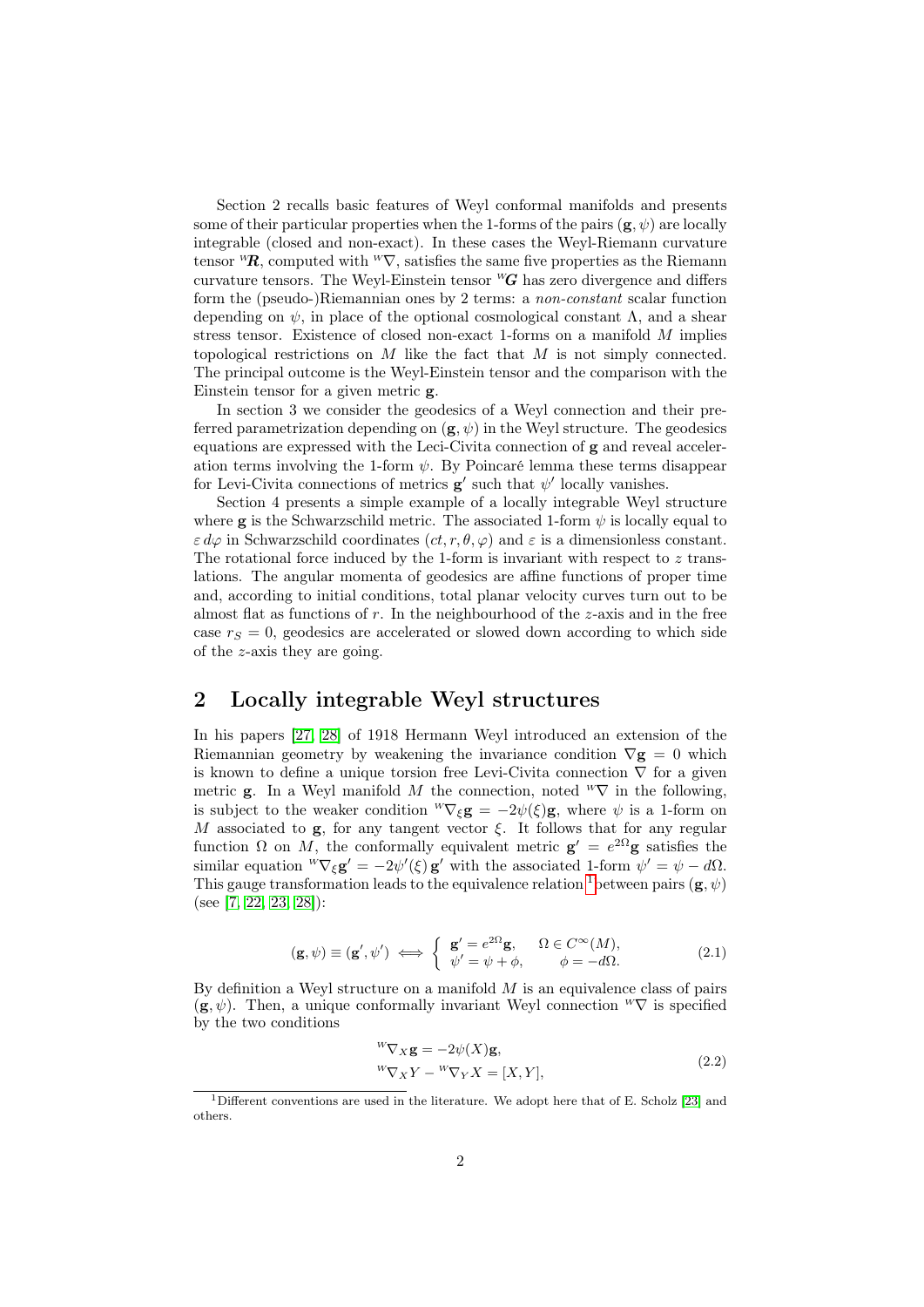Section 2 recalls basic features of Weyl conformal manifolds and presents some of their particular properties when the 1-forms of the pairs $(\mathbf{g}, \psi)$ are locally integrable (closed and non-exact). In these cases the Weyl-Riemann curvature tensor ${}^W\!\boldsymbol{R}$, computed with ${}^W\nabla$, satisfies the same five properties as the Riemann curvature tensors. The Weyl-Einstein tensor ${}^W\!\boldsymbol{G}$ has zero divergence and differs form the (pseudo-)Riemannian ones by 2 terms: a *non-constant* scalar function depending on $\psi$, in place of the optional cosmological constant $\Lambda$, and a shear stress tensor. Existence of closed non-exact 1-forms on a manifold $M$ implies topological restrictions on $M$ like the fact that $M$ is not simply connected. The principal outcome is the Weyl-Einstein tensor and the comparison with the Einstein tensor for a given metric $\mathbf{g}$.

In section 3 we consider the geodesics of a Weyl connection and their preferred parametrization depending on $(\mathbf{g}, \psi)$ in the Weyl structure. The geodesics equations are expressed with the Leci-Civita connection of $\mathbf{g}$ and reveal acceleration terms involving the 1-form $\psi$. By Poincaré lemma these terms disappear for Levi-Civita connections of metrics $\mathbf{g}'$ such that $\psi'$ locally vanishes.

Section 4 presents a simple example of a locally integrable Weyl structure where $\mathbf{g}$ is the Schwarzschild metric. The associated 1-form $\psi$ is locally equal to $\varepsilon\, d\varphi$ in Schwarzschild coordinates $(ct, r, \theta, \varphi)$ and $\varepsilon$ is a dimensionless constant. The rotational force induced by the 1-form is invariant with respect to $z$ translations. The angular momenta of geodesics are affine functions of proper time and, according to initial conditions, total planar velocity curves turn out to be almost flat as functions of $r$. In the neighbourhood of the $z$-axis and in the free case $r_S = 0$, geodesics are accelerated or slowed down according to which side of the $z$-axis they are going.

## 2 Locally integrable Weyl structures

In his papers [27, 28] of 1918 Hermann Weyl introduced an extension of the Riemannian geometry by weakening the invariance condition $\nabla \mathbf{g} = 0$ which is known to define a unique torsion free Levi-Civita connection $\nabla$ for a given metric $\mathbf{g}$. In a Weyl manifold $M$ the connection, noted ${}^W\nabla$ in the following, is subject to the weaker condition ${}^W\nabla_\xi \mathbf{g} = -2\psi(\xi)\mathbf{g}$, where $\psi$ is a 1-form on $M$ associated to $\mathbf{g}$, for any tangent vector $\xi$. It follows that for any regular function $\Omega$ on $M$, the conformally equivalent metric $\mathbf{g}' = e^{2\Omega}\mathbf{g}$ satisfies the similar equation ${}^W\nabla_\xi \mathbf{g}' = -2\psi'(\xi)\,\mathbf{g}'$ with the associated 1-form $\psi' = \psi - d\Omega$. This gauge transformation leads to the equivalence relation [1] between pairs $(\mathbf{g}, \psi)$ (see [7, 22, 23, 28]):

$$
(\mathbf{g}, \psi) \equiv (\mathbf{g}', \psi') \iff \left\{ \begin{array}{ll} \mathbf{g}' = e^{2\Omega}\mathbf{g}, & \Omega \in C^\infty(M), \\ \psi' = \psi + \phi, & \phi = -d\Omega. \end{array} \right. \tag{2.1}
$$

By definition a Weyl structure on a manifold $M$ is an equivalence class of pairs $(\mathbf{g}, \psi)$. Then, a unique conformally invariant Weyl connection ${}^W\nabla$ is specified by the two conditions

$$
\begin{aligned}
&{}^W\nabla_X \mathbf{g} = -2\psi(X)\mathbf{g}, \\
&{}^W\nabla_X Y - {}^W\nabla_Y X = [X, Y],
\end{aligned} \tag{2.2}
$$

[1] Different conventions are used in the literature. We adopt here that of E. Scholz [23] and others.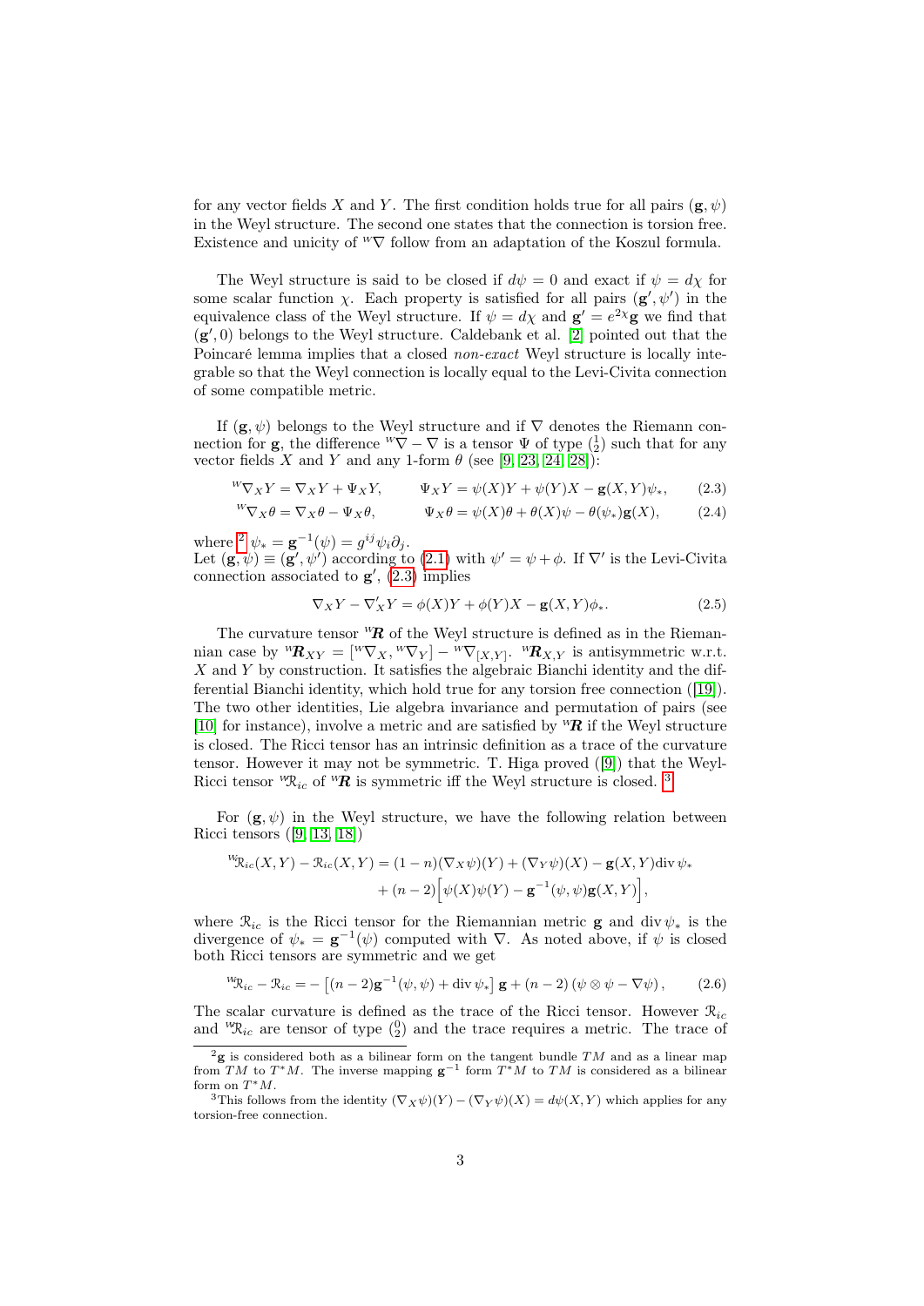for any vector fields $X$ and $Y$. The first condition holds true for all pairs $(\mathbf{g}, \psi)$ in the Weyl structure. The second one states that the connection is torsion free. Existence and unicity of ${}^w\nabla$ follow from an adaptation of the Koszul formula.

The Weyl structure is said to be closed if $d\psi = 0$ and exact if $\psi = d\chi$ for some scalar function $\chi$. Each property is satisfied for all pairs $(\mathbf{g}', \psi')$ in the equivalence class of the Weyl structure. If $\psi = d\chi$ and $\mathbf{g}' = e^{2\chi}\mathbf{g}$ we find that $(\mathbf{g}', 0)$ belongs to the Weyl structure. Caldebank et al. [2] pointed out that the Poincaré lemma implies that a closed *non-exact* Weyl structure is locally integrable so that the Weyl connection is locally equal to the Levi-Civita connection of some compatible metric.

If $(\mathbf{g}, \psi)$ belongs to the Weyl structure and if $\nabla$ denotes the Riemann connection for $\mathbf{g}$, the difference ${}^w\nabla - \nabla$ is a tensor $\Psi$ of type $\binom{1}{2}$ such that for any vector fields $X$ and $Y$ and any 1-form $\theta$ (see [9, 23, 24, 28]):

$$ {}^w\nabla_X Y = \nabla_X Y + \Psi_X Y, \qquad \Psi_X Y = \psi(X)Y + \psi(Y)X - \mathbf{g}(X,Y)\psi_*, \tag{2.3} $$

$$ {}^w\nabla_X \theta = \nabla_X \theta - \Psi_X \theta, \qquad \Psi_X \theta = \psi(X)\theta + \theta(X)\psi - \theta(\psi_*)\mathbf{g}(X), \tag{2.4} $$

where [2] $\psi_* = \mathbf{g}^{-1}(\psi) = g^{ij}\psi_i \partial_j$.
Let $(\mathbf{g}, \psi) \equiv (\mathbf{g}', \psi')$ according to (2.1) with $\psi' = \psi + \phi$. If $\nabla'$ is the Levi-Civita connection associated to $\mathbf{g}'$, (2.3) implies

$$ \nabla_X Y - \nabla'_X Y = \phi(X)Y + \phi(Y)X - \mathbf{g}(X,Y)\phi_*. \tag{2.5} $$

The curvature tensor ${}^w\boldsymbol{R}$ of the Weyl structure is defined as in the Riemannian case by ${}^w\boldsymbol{R}_{XY} = [{}^w\nabla_X, {}^w\nabla_Y] - {}^w\nabla_{[X,Y]}$. ${}^w\boldsymbol{R}_{X,Y}$ is antisymmetric w.r.t. $X$ and $Y$ by construction. It satisfies the algebraic Bianchi identity and the differential Bianchi identity, which hold true for any torsion free connection ([19]). The two other identities, Lie algebra invariance and permutation of pairs (see [10] for instance), involve a metric and are satisfied by ${}^w\boldsymbol{R}$ if the Weyl structure is closed. The Ricci tensor has an intrinsic definition as a trace of the curvature tensor. However it may not be symmetric. T. Higa proved ([9]) that the Weyl-Ricci tensor ${}^w\mathcal{R}_{ic}$ of ${}^w\boldsymbol{R}$ is symmetric iff the Weyl structure is closed. [3]

For $(\mathbf{g}, \psi)$ in the Weyl structure, we have the following relation between Ricci tensors ([9, 13, 18])

$$ \begin{aligned} {}^w\mathcal{R}_{ic}(X,Y) - \mathcal{R}_{ic}(X,Y) &= (1-n)(\nabla_X\psi)(Y) + (\nabla_Y\psi)(X) - \mathbf{g}(X,Y)\operatorname{div}\psi_* \\ &\quad + (n-2)\Big[\psi(X)\psi(Y) - \mathbf{g}^{-1}(\psi,\psi)\mathbf{g}(X,Y)\Big], \end{aligned} $$

where $\mathcal{R}_{ic}$ is the Ricci tensor for the Riemannian metric $\mathbf{g}$ and $\operatorname{div}\psi_*$ is the divergence of $\psi_* = \mathbf{g}^{-1}(\psi)$ computed with $\nabla$. As noted above, if $\psi$ is closed both Ricci tensors are symmetric and we get

$$ {}^w\mathcal{R}_{ic} - \mathcal{R}_{ic} = -\left[(n-2)\mathbf{g}^{-1}(\psi,\psi) + \operatorname{div}\psi_*\right]\mathbf{g} + (n-2)\left(\psi \otimes \psi - \nabla\psi\right), \tag{2.6} $$

The scalar curvature is defined as the trace of the Ricci tensor. However $\mathcal{R}_{ic}$ and ${}^w\mathcal{R}_{ic}$ are tensor of type $\binom{0}{2}$ and the trace requires a metric. The trace of

[2] $\mathbf{g}$ is considered both as a bilinear form on the tangent bundle $TM$ and as a linear map from $TM$ to $T^*M$. The inverse mapping $\mathbf{g}^{-1}$ form $T^*M$ to $TM$ is considered as a bilinear form on $T^*M$.

[3] This follows from the identity $(\nabla_X\psi)(Y) - (\nabla_Y\psi)(X) = d\psi(X,Y)$ which applies for any torsion-free connection.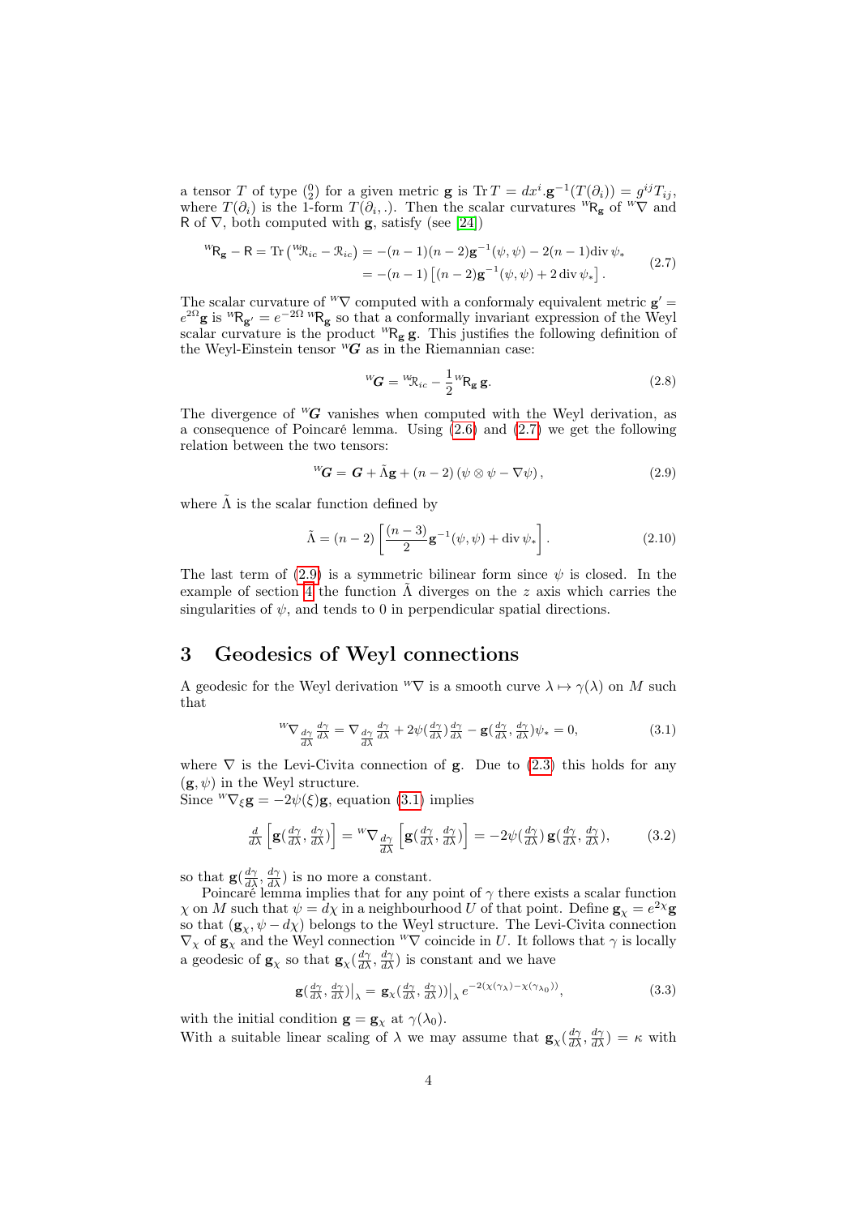a tensor $T$ of type $\binom{0}{2}$ for a given metric $\mathbf{g}$ is $\operatorname{Tr} T = dx^i.\mathbf{g}^{-1}(T(\partial_i)) = g^{ij}T_{ij}$, where $T(\partial_i)$ is the 1-form $T(\partial_i, .)$. Then the scalar curvatures ${}^W\mathsf{R}_\mathbf{g}$ of ${}^W\nabla$ and $\mathsf{R}$ of $\nabla$, both computed with $\mathbf{g}$, satisfy (see [24])

$$
\begin{aligned}
{}^W\mathsf{R}_\mathbf{g} - \mathsf{R} = \operatorname{Tr}\left({}^W\mathcal{R}_{ic} - \mathcal{R}_{ic}\right) &= -(n-1)(n-2)\mathbf{g}^{-1}(\psi,\psi) - 2(n-1)\operatorname{div}\psi_* \\
&= -(n-1)\left[(n-2)\mathbf{g}^{-1}(\psi,\psi) + 2\operatorname{div}\psi_*\right].
\end{aligned} \tag{2.7}
$$

The scalar curvature of ${}^W\nabla$ computed with a conformaly equivalent metric $\mathbf{g}' = e^{2\Omega}\mathbf{g}$ is ${}^W\mathsf{R}_{\mathbf{g}'} = e^{-2\Omega}\,{}^W\mathsf{R}_\mathbf{g}$ so that a conformally invariant expression of the Weyl scalar curvature is the product ${}^W\mathsf{R}_\mathbf{g}\,\mathbf{g}$. This justifies the following definition of the Weyl-Einstein tensor ${}^W\boldsymbol{G}$ as in the Riemannian case:

$$
{}^W\boldsymbol{G} = {}^W\mathcal{R}_{ic} - \frac{1}{2}\,{}^W\mathsf{R}_\mathbf{g}\,\mathbf{g}. \tag{2.8}
$$

The divergence of ${}^W\boldsymbol{G}$ vanishes when computed with the Weyl derivation, as a consequence of Poincaré lemma. Using (2.6) and (2.7) we get the following relation between the two tensors:

$$
{}^W\boldsymbol{G} = \boldsymbol{G} + \tilde{\Lambda}\mathbf{g} + (n-2)\left(\psi\otimes\psi - \nabla\psi\right), \tag{2.9}
$$

where $\tilde{\Lambda}$ is the scalar function defined by

$$
\tilde{\Lambda} = (n-2)\left[\frac{(n-3)}{2}\mathbf{g}^{-1}(\psi,\psi) + \operatorname{div}\psi_*\right]. \tag{2.10}
$$

The last term of (2.9) is a symmetric bilinear form since $\psi$ is closed. In the example of section 4 the function $\tilde{\Lambda}$ diverges on the $z$ axis which carries the singularities of $\psi$, and tends to 0 in perpendicular spatial directions.

## 3 Geodesics of Weyl connections

A geodesic for the Weyl derivation ${}^W\nabla$ is a smooth curve $\lambda \mapsto \gamma(\lambda)$ on $M$ such that

$$
{}^W\nabla_{\frac{d\gamma}{d\lambda}}\frac{d\gamma}{d\lambda} = \nabla_{\frac{d\gamma}{d\lambda}}\frac{d\gamma}{d\lambda} + 2\psi(\tfrac{d\gamma}{d\lambda})\tfrac{d\gamma}{d\lambda} - \mathbf{g}(\tfrac{d\gamma}{d\lambda},\tfrac{d\gamma}{d\lambda})\psi_* = 0, \tag{3.1}
$$

where $\nabla$ is the Levi-Civita connection of $\mathbf{g}$. Due to (2.3) this holds for any $(\mathbf{g},\psi)$ in the Weyl structure.
Since ${}^W\nabla_\xi\mathbf{g} = -2\psi(\xi)\mathbf{g}$, equation (3.1) implies

$$
\tfrac{d}{d\lambda}\left[\mathbf{g}(\tfrac{d\gamma}{d\lambda},\tfrac{d\gamma}{d\lambda})\right] = {}^W\nabla_{\frac{d\gamma}{d\lambda}}\left[\mathbf{g}(\tfrac{d\gamma}{d\lambda},\tfrac{d\gamma}{d\lambda})\right] = -2\psi(\tfrac{d\gamma}{d\lambda})\,\mathbf{g}(\tfrac{d\gamma}{d\lambda},\tfrac{d\gamma}{d\lambda}), \tag{3.2}
$$

so that $\mathbf{g}(\frac{d\gamma}{d\lambda},\frac{d\gamma}{d\lambda})$ is no more a constant.

Poincaré lemma implies that for any point of $\gamma$ there exists a scalar function $\chi$ on $M$ such that $\psi = d\chi$ in a neighbourhood $U$ of that point. Define $\mathbf{g}_\chi = e^{2\chi}\mathbf{g}$ so that $(\mathbf{g}_\chi, \psi - d\chi)$ belongs to the Weyl structure. The Levi-Civita connection $\nabla_\chi$ of $\mathbf{g}_\chi$ and the Weyl connection ${}^W\nabla$ coincide in $U$. It follows that $\gamma$ is locally a geodesic of $\mathbf{g}_\chi$ so that $\mathbf{g}_\chi(\frac{d\gamma}{d\lambda},\frac{d\gamma}{d\lambda})$ is constant and we have

$$
\mathbf{g}(\tfrac{d\gamma}{d\lambda},\tfrac{d\gamma}{d\lambda})\big|_\lambda = \mathbf{g}_\chi(\tfrac{d\gamma}{d\lambda},\tfrac{d\gamma}{d\lambda}))\big|_\lambda\, e^{-2(\chi(\gamma_\lambda)-\chi(\gamma_{\lambda_0}))}, \tag{3.3}
$$

with the initial condition $\mathbf{g} = \mathbf{g}_\chi$ at $\gamma(\lambda_0)$.
With a suitable linear scaling of $\lambda$ we may assume that $\mathbf{g}_\chi(\frac{d\gamma}{d\lambda},\frac{d\gamma}{d\lambda}) = \kappa$ with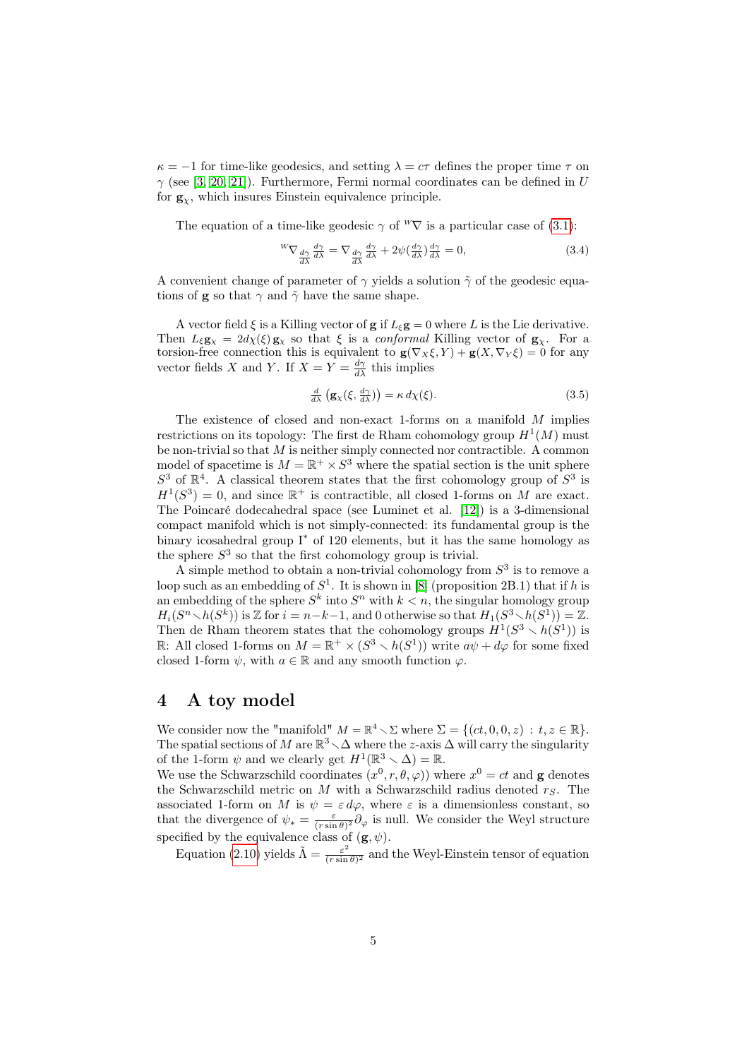$\kappa = -1$ for time-like geodesics, and setting $\lambda = c\tau$ defines the proper time $\tau$ on $\gamma$ (see [3, 20, 21]). Furthermore, Fermi normal coordinates can be defined in $U$ for $\mathbf{g}_\chi$, which insures Einstein equivalence principle.

The equation of a time-like geodesic $\gamma$ of ${}^W\nabla$ is a particular case of (3.1):

$$
{}^W\nabla_{\frac{d\gamma}{d\lambda}} \tfrac{d\gamma}{d\lambda} = \nabla_{\frac{d\gamma}{d\lambda}} \tfrac{d\gamma}{d\lambda} + 2\psi(\tfrac{d\gamma}{d\lambda}) \tfrac{d\gamma}{d\lambda} = 0, \tag{3.4}
$$

A convenient change of parameter of $\gamma$ yields a solution $\tilde{\gamma}$ of the geodesic equations of $\mathbf{g}$ so that $\gamma$ and $\tilde{\gamma}$ have the same shape.

A vector field $\xi$ is a Killing vector of $\mathbf{g}$ if $L_\xi \mathbf{g} = 0$ where $L$ is the Lie derivative. Then $L_\xi \mathbf{g}_\chi = 2d\chi(\xi)\,\mathbf{g}_\chi$ so that $\xi$ is a *conformal* Killing vector of $\mathbf{g}_\chi$. For a torsion-free connection this is equivalent to $\mathbf{g}(\nabla_X \xi, Y) + \mathbf{g}(X, \nabla_Y \xi) = 0$ for any vector fields $X$ and $Y$. If $X = Y = \frac{d\gamma}{d\lambda}$ this implies

$$
\tfrac{d}{d\lambda}\left(\mathbf{g}_\chi(\xi, \tfrac{d\gamma}{d\lambda})\right) = \kappa\, d\chi(\xi). \tag{3.5}
$$

The existence of closed and non-exact 1-forms on a manifold $M$ implies restrictions on its topology: The first de Rham cohomology group $H^1(M)$ must be non-trivial so that $M$ is neither simply connected nor contractible. A common model of spacetime is $M = \mathbb{R}^+ \times S^3$ where the spatial section is the unit sphere $S^3$ of $\mathbb{R}^4$. A classical theorem states that the first cohomology group of $S^3$ is $H^1(S^3) = 0$, and since $\mathbb{R}^+$ is contractible, all closed 1-forms on $M$ are exact. The Poincaré dodecahedral space (see Luminet et al. [12]) is a 3-dimensional compact manifold which is not simply-connected: its fundamental group is the binary icosahedral group $\mathrm{I}^*$ of 120 elements, but it has the same homology as the sphere $S^3$ so that the first cohomology group is trivial.

A simple method to obtain a non-trivial cohomology from $S^3$ is to remove a loop such as an embedding of $S^1$. It is shown in [8] (proposition 2B.1) that if $h$ is an embedding of the sphere $S^k$ into $S^n$ with $k < n$, the singular homology group $H_i(S^n \smallsetminus h(S^k))$ is $\mathbb{Z}$ for $i = n-k-1$, and 0 otherwise so that $H_1(S^3 \smallsetminus h(S^1)) = \mathbb{Z}$. Then de Rham theorem states that the cohomology groups $H^1(S^3 \smallsetminus h(S^1))$ is $\mathbb{R}$: All closed 1-forms on $M = \mathbb{R}^+ \times (S^3 \smallsetminus h(S^1))$ write $a\psi + d\varphi$ for some fixed closed 1-form $\psi$, with $a \in \mathbb{R}$ and any smooth function $\varphi$.

## 4 A toy model

We consider now the "manifold" $M = \mathbb{R}^4 \smallsetminus \Sigma$ where $\Sigma = \{(ct, 0, 0, z) \,:\, t, z \in \mathbb{R}\}$. The spatial sections of $M$ are $\mathbb{R}^3 \smallsetminus \Delta$ where the $z$-axis $\Delta$ will carry the singularity of the 1-form $\psi$ and we clearly get $H^1(\mathbb{R}^3 \smallsetminus \Delta) = \mathbb{R}$.
We use the Schwarzschild coordinates $(x^0, r, \theta, \varphi))$ where $x^0 = ct$ and $\mathbf{g}$ denotes the Schwarzschild metric on $M$ with a Schwarzschild radius denoted $r_S$. The associated 1-form on $M$ is $\psi = \varepsilon\, d\varphi$, where $\varepsilon$ is a dimensionless constant, so that the divergence of $\psi_* = \frac{\varepsilon}{(r\sin\theta)^2}\partial_\varphi$ is null. We consider the Weyl structure specified by the equivalence class of $(\mathbf{g}, \psi)$.

Equation (2.10) yields $\tilde{\Lambda} = \frac{\varepsilon^2}{(r\sin\theta)^2}$ and the Weyl-Einstein tensor of equation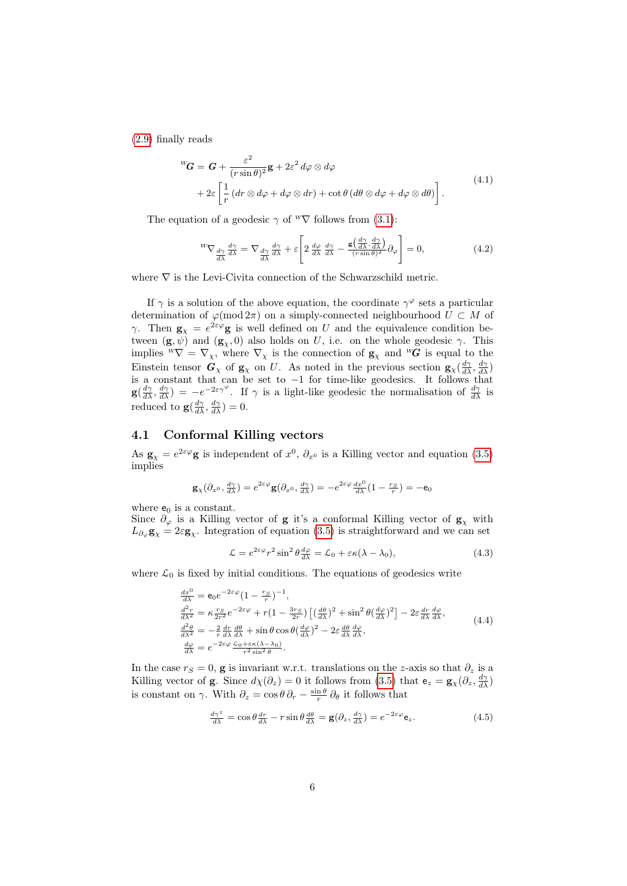(2.9) finally reads

$$
{}^{w}\boldsymbol{G} = \boldsymbol{G} + \frac{\varepsilon^2}{(r\sin\theta)^2}\mathbf{g} + 2\varepsilon^2\, d\varphi\otimes d\varphi + 2\varepsilon\left[\frac{1}{r}\left(dr\otimes d\varphi + d\varphi\otimes dr\right) + \cot\theta\left(d\theta\otimes d\varphi + d\varphi\otimes d\theta\right)\right]. \tag{4.1}
$$

The equation of a geodesic $\gamma$ of ${}^{w}\nabla$ follows from (3.1):

$$
{}^{w}\nabla_{\frac{d\gamma}{d\lambda}}\frac{d\gamma}{d\lambda} = \nabla_{\frac{d\gamma}{d\lambda}}\frac{d\gamma}{d\lambda} + \varepsilon\left[2\,\frac{d\varphi}{d\lambda}\,\frac{d\gamma}{d\lambda} - \frac{\mathbf{g}\left(\frac{d\gamma}{d\lambda},\frac{d\gamma}{d\lambda}\right)}{(r\sin\theta)^2}\partial_\varphi\right] = 0, \tag{4.2}
$$

where $\nabla$ is the Levi-Civita connection of the Schwarzschild metric.

If $\gamma$ is a solution of the above equation, the coordinate $\gamma^\varphi$ sets a particular determination of $\varphi(\bmod 2\pi)$ on a simply-connected neighbourhood $U\subset M$ of $\gamma$. Then $\mathbf{g}_\chi = e^{2\varepsilon\varphi}\mathbf{g}$ is well defined on $U$ and the equivalence condition between $(\mathbf{g},\psi)$ and $(\mathbf{g}_\chi, 0)$ also holds on $U$, i.e. on the whole geodesic $\gamma$. This implies ${}^{w}\nabla = \nabla_\chi$, where $\nabla_\chi$ is the connection of $\mathbf{g}_\chi$ and ${}^{w}\boldsymbol{G}$ is equal to the Einstein tensor $\boldsymbol{G}_\chi$ of $\mathbf{g}_\chi$ on $U$. As noted in the previous section $\mathbf{g}_\chi(\frac{d\gamma}{d\lambda},\frac{d\gamma}{d\lambda})$ is a constant that can be set to $-1$ for time-like geodesics. It follows that $\mathbf{g}(\frac{d\gamma}{d\lambda},\frac{d\gamma}{d\lambda}) = -e^{-2\varepsilon\gamma^\varphi}$. If $\gamma$ is a light-like geodesic the normalisation of $\frac{d\gamma}{d\lambda}$ is reduced to $\mathbf{g}(\frac{d\gamma}{d\lambda},\frac{d\gamma}{d\lambda}) = 0$.

## 4.1 Conformal Killing vectors

As $\mathbf{g}_\chi = e^{2\varepsilon\varphi}\mathbf{g}$ is independent of $x^0$, $\partial_{x^0}$ is a Killing vector and equation (3.5) implies

$$
\mathbf{g}_\chi(\partial_{x^0},\tfrac{d\gamma}{d\lambda}) = e^{2\varepsilon\varphi}\mathbf{g}(\partial_{x^0},\tfrac{d\gamma}{d\lambda}) = -e^{2\varepsilon\varphi}\tfrac{dx^0}{d\lambda}(1-\tfrac{r_S}{r}) = -\mathsf{e}_0
$$

where $\mathsf{e}_0$ is a constant.
Since $\partial_\varphi$ is a Killing vector of $\mathbf{g}$ it's a conformal Killing vector of $\mathbf{g}_\chi$ with $L_{\partial_\varphi}\mathbf{g}_\chi = 2\varepsilon\mathbf{g}_\chi$. Integration of equation (3.5) is straightforward and we can set

$$
\mathcal{L} = e^{2\varepsilon\varphi}r^2\sin^2\theta\,\tfrac{d\varphi}{d\lambda} = \mathcal{L}_0 + \varepsilon\kappa(\lambda-\lambda_0), \tag{4.3}
$$

where $\mathcal{L}_0$ is fixed by initial conditions. The equations of geodesics write

$$
\begin{aligned}
\tfrac{dx^0}{d\lambda} &= \mathsf{e}_0 e^{-2\varepsilon\varphi}(1-\tfrac{r_S}{r})^{-1},\\
\tfrac{d^2r}{d\lambda^2} &= \kappa\tfrac{r_S}{2r^2}e^{-2\varepsilon\varphi} + r(1-\tfrac{3r_S}{2r})\left[(\tfrac{d\theta}{d\lambda})^2 + \sin^2\theta(\tfrac{d\varphi}{d\lambda})^2\right] - 2\varepsilon\tfrac{dr}{d\lambda}\tfrac{d\varphi}{d\lambda},\\
\tfrac{d^2\theta}{d\lambda^2} &= -\tfrac{2}{r}\tfrac{dr}{d\lambda}\tfrac{d\theta}{d\lambda} + \sin\theta\cos\theta(\tfrac{d\varphi}{d\lambda})^2 - 2\varepsilon\tfrac{d\theta}{d\lambda}\tfrac{d\varphi}{d\lambda},\\
\tfrac{d\varphi}{d\lambda} &= e^{-2\varepsilon\varphi}\tfrac{\mathcal{L}_0+\varepsilon\kappa(\lambda-\lambda_0)}{r^2\sin^2\theta}.
\end{aligned} \tag{4.4}
$$

In the case $r_S = 0$, $\mathbf{g}$ is invariant w.r.t. translations on the $z$-axis so that $\partial_z$ is a Killing vector of $\mathbf{g}$. Since $d\chi(\partial_z) = 0$ it follows from (3.5) that $\mathsf{e}_z = \mathbf{g}_\chi(\partial_z,\frac{d\gamma}{d\lambda})$ is constant on $\gamma$. With $\partial_z = \cos\theta\,\partial_r - \frac{\sin\theta}{r}\,\partial_\theta$ it follows that

$$
\tfrac{d\gamma^z}{d\lambda} = \cos\theta\tfrac{dr}{d\lambda} - r\sin\theta\tfrac{d\theta}{d\lambda} = \mathbf{g}(\partial_z,\tfrac{d\gamma}{d\lambda}) = e^{-2\varepsilon\varphi}\mathsf{e}_z. \tag{4.5}
$$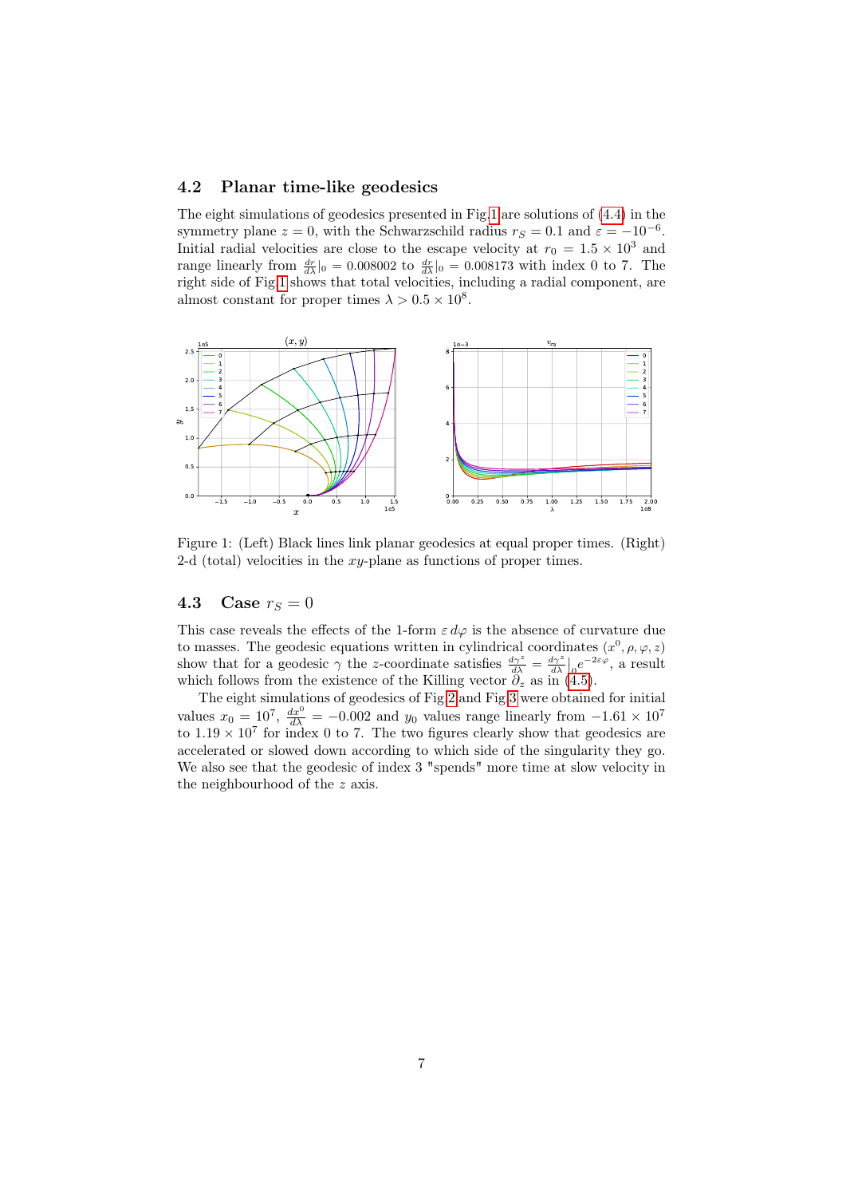### 4.2 Planar time-like geodesics

The eight simulations of geodesics presented in Fig 1 are solutions of (4.4) in the symmetry plane $z = 0$, with the Schwarzschild radius $r_S = 0.1$ and $\varepsilon = -10^{-6}$. Initial radial velocities are close to the escape velocity at $r_0 = 1.5 \times 10^3$ and range linearly from $\frac{dr}{d\lambda}|_0 = 0.008002$ to $\frac{dr}{d\lambda}|_0 = 0.008173$ with index 0 to 7. The right side of Fig 1 shows that total velocities, including a radial component, are almost constant for proper times $\lambda > 0.5 \times 10^8$.

Figure 1: (Left) Black lines link planar geodesics at equal proper times. (Right) 2-d (total) velocities in the $xy$-plane as functions of proper times.

### 4.3 Case $r_S = 0$

This case reveals the effects of the 1-form $\varepsilon\, d\varphi$ is the absence of curvature due to masses. The geodesic equations written in cylindrical coordinates $(x^0, \rho, \varphi, z)$ show that for a geodesic $\gamma$ the $z$-coordinate satisfies $\frac{d\gamma^z}{d\lambda} = \frac{d\gamma^z}{d\lambda}\Big|_0 e^{-2\varepsilon\varphi}$, a result which follows from the existence of the Killing vector $\partial_z$ as in (4.5).

The eight simulations of geodesics of Fig 2 and Fig 3 were obtained for initial values $x_0 = 10^7$, $\frac{dx^0}{d\lambda} = -0.002$ and $y_0$ values range linearly from $-1.61 \times 10^7$ to $1.19 \times 10^7$ for index 0 to 7. The two figures clearly show that geodesics are accelerated or slowed down according to which side of the singularity they go. We also see that the geodesic of index 3 "spends" more time at slow velocity in the neighbourhood of the $z$ axis.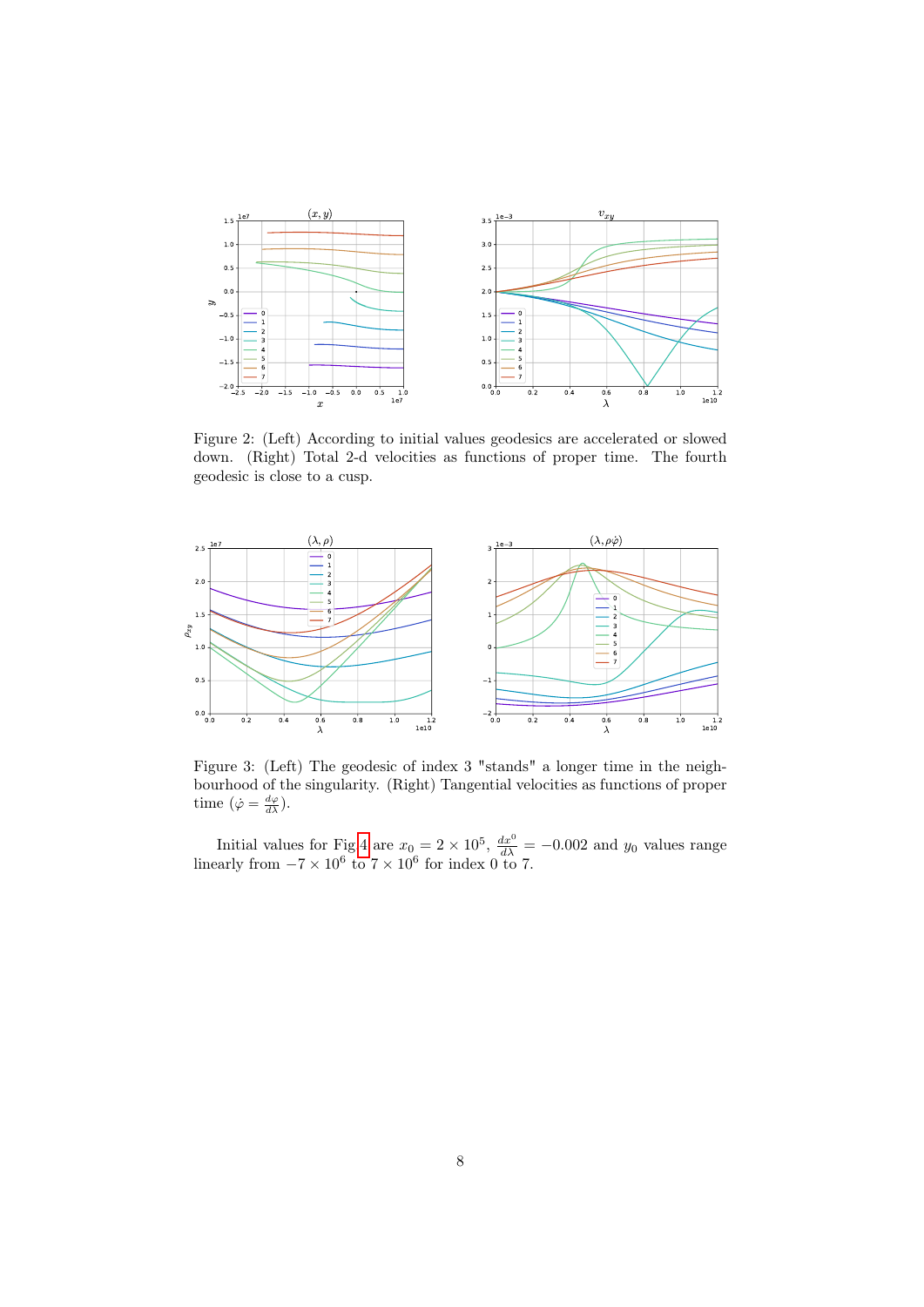Figure 2: (Left) According to initial values geodesics are accelerated or slowed down. (Right) Total 2-d velocities as functions of proper time. The fourth geodesic is close to a cusp.

Figure 3: (Left) The geodesic of index 3 "stands" a longer time in the neighbourhood of the singularity. (Right) Tangential velocities as functions of proper time ($\dot{\varphi} = \frac{d\varphi}{d\lambda}$).

Initial values for Fig 4 are $x_0 = 2 \times 10^5$, $\frac{dx^0}{d\lambda} = -0.002$ and $y_0$ values range linearly from $-7 \times 10^6$ to $7 \times 10^6$ for index 0 to 7.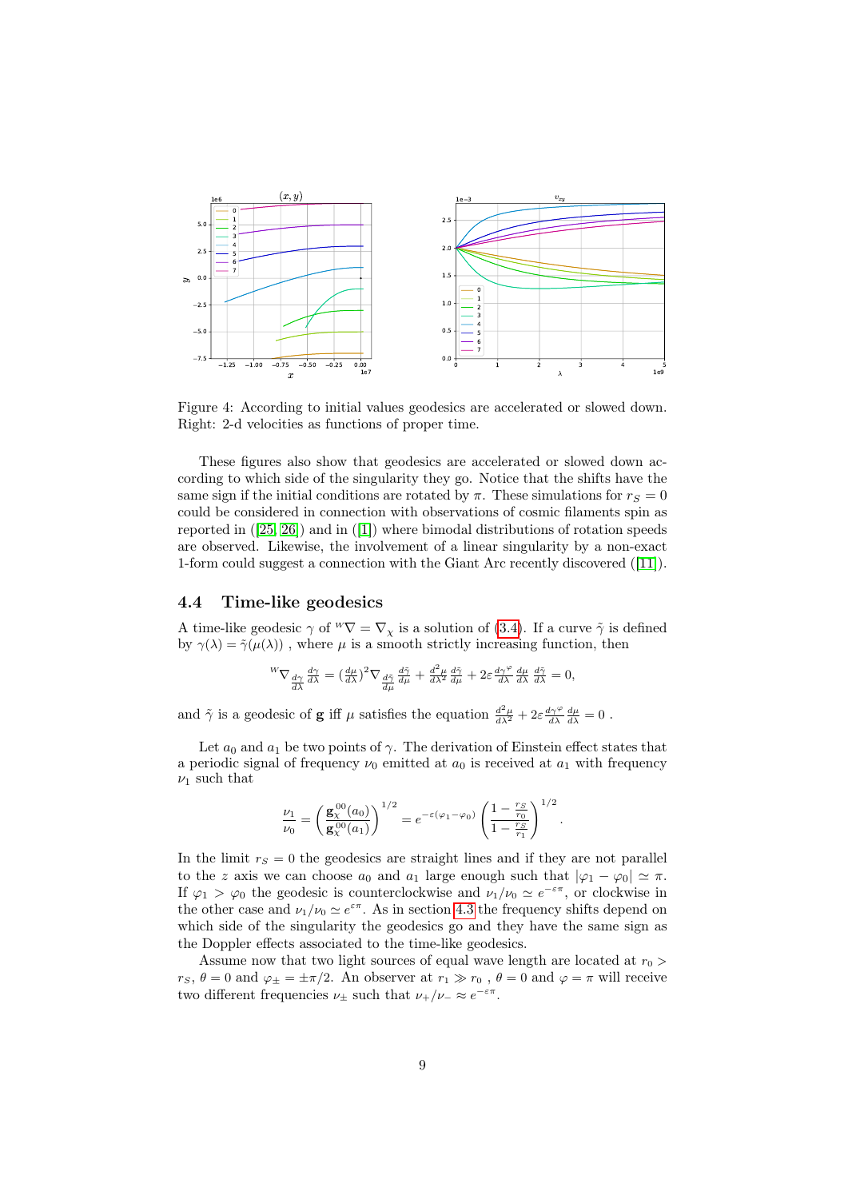Figure 4: According to initial values geodesics are accelerated or slowed down. Right: 2-d velocities as functions of proper time.

These figures also show that geodesics are accelerated or slowed down according to which side of the singularity they go. Notice that the shifts have the same sign if the initial conditions are rotated by $\pi$. These simulations for $r_S = 0$ could be considered in connection with observations of cosmic filaments spin as reported in ([25, 26]) and in ([1]) where bimodal distributions of rotation speeds are observed. Likewise, the involvement of a linear singularity by a non-exact 1-form could suggest a connection with the Giant Arc recently discovered ([11]).

## 4.4 Time-like geodesics

A time-like geodesic $\gamma$ of ${}^W\nabla = \nabla_\chi$ is a solution of (3.4). If a curve $\tilde{\gamma}$ is defined by $\gamma(\lambda) = \tilde{\gamma}(\mu(\lambda))$ , where $\mu$ is a smooth strictly increasing function, then

$$^W\nabla_{\frac{d\gamma}{d\lambda}} \frac{d\gamma}{d\lambda} = (\tfrac{d\mu}{d\lambda})^2 \nabla_{\frac{d\tilde{\gamma}}{d\mu}} \tfrac{d\tilde{\gamma}}{d\mu} + \tfrac{d^2\mu}{d\lambda^2} \tfrac{d\tilde{\gamma}}{d\mu} + 2\varepsilon \tfrac{d\gamma^\varphi}{d\lambda} \tfrac{d\mu}{d\lambda} \tfrac{d\tilde{\gamma}}{d\lambda} = 0,$$

and $\tilde{\gamma}$ is a geodesic of $\mathbf{g}$ iff $\mu$ satisfies the equation $\frac{d^2\mu}{d\lambda^2} + 2\varepsilon \frac{d\gamma^\varphi}{d\lambda} \frac{d\mu}{d\lambda} = 0$ .

Let $a_0$ and $a_1$ be two points of $\gamma$. The derivation of Einstein effect states that a periodic signal of frequency $\nu_0$ emitted at $a_0$ is received at $a_1$ with frequency $\nu_1$ such that

$$\frac{\nu_1}{\nu_0} = \left( \frac{\mathbf{g}_\chi^{00}(a_0)}{\mathbf{g}_\chi^{00}(a_1)} \right)^{1/2} = e^{-\varepsilon(\varphi_1 - \varphi_0)} \left( \frac{1 - \frac{r_S}{r_0}}{1 - \frac{r_S}{r_1}} \right)^{1/2}.$$

In the limit $r_S = 0$ the geodesics are straight lines and if they are not parallel to the $z$ axis we can choose $a_0$ and $a_1$ large enough such that $|\varphi_1 - \varphi_0| \simeq \pi$. If $\varphi_1 > \varphi_0$ the geodesic is counterclockwise and $\nu_1/\nu_0 \simeq e^{-\varepsilon\pi}$, or clockwise in the other case and $\nu_1/\nu_0 \simeq e^{\varepsilon\pi}$. As in section 4.3 the frequency shifts depend on which side of the singularity the geodesics go and they have the same sign as the Doppler effects associated to the time-like geodesics.

Assume now that two light sources of equal wave length are located at $r_0 > r_S$, $\theta = 0$ and $\varphi_\pm = \pm\pi/2$. An observer at $r_1 \gg r_0$ , $\theta = 0$ and $\varphi = \pi$ will receive two different frequencies $\nu_\pm$ such that $\nu_+/\nu_- \approx e^{-\varepsilon\pi}$.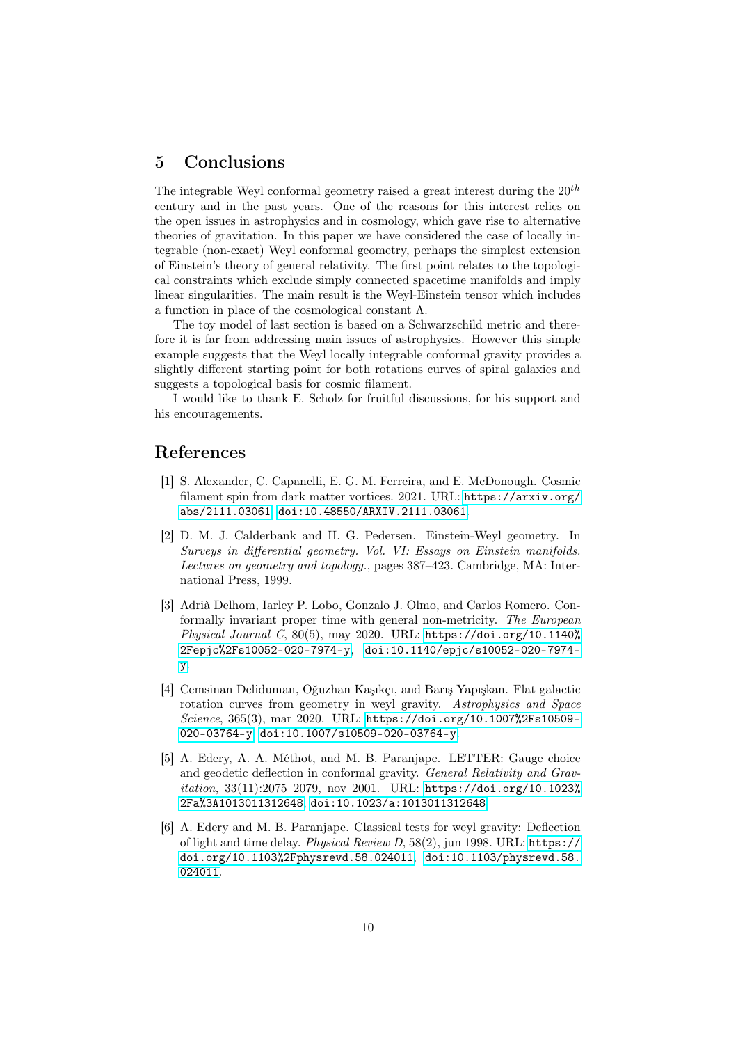## 5 Conclusions

The integrable Weyl conformal geometry raised a great interest during the $20^{th}$ century and in the past years. One of the reasons for this interest relies on the open issues in astrophysics and in cosmology, which gave rise to alternative theories of gravitation. In this paper we have considered the case of locally integrable (non-exact) Weyl conformal geometry, perhaps the simplest extension of Einstein's theory of general relativity. The first point relates to the topological constraints which exclude simply connected spacetime manifolds and imply linear singularities. The main result is the Weyl-Einstein tensor which includes a function in place of the cosmological constant $\Lambda$.

The toy model of last section is based on a Schwarzschild metric and therefore it is far from addressing main issues of astrophysics. However this simple example suggests that the Weyl locally integrable conformal gravity provides a slightly different starting point for both rotations curves of spiral galaxies and suggests a topological basis for cosmic filament.

I would like to thank E. Scholz for fruitful discussions, for his support and his encouragements.

## References

[1] S. Alexander, C. Capanelli, E. G. M. Ferreira, and E. McDonough. Cosmic filament spin from dark matter vortices. 2021. URL: https://arxiv.org/abs/2111.03061, doi:10.48550/ARXIV.2111.03061.

[2] D. M. J. Calderbank and H. G. Pedersen. Einstein-Weyl geometry. In *Surveys in differential geometry. Vol. VI: Essays on Einstein manifolds. Lectures on geometry and topology.*, pages 387–423. Cambridge, MA: International Press, 1999.

[3] Adrià Delhom, Iarley P. Lobo, Gonzalo J. Olmo, and Carlos Romero. Conformally invariant proper time with general non-metricity. *The European Physical Journal C*, 80(5), may 2020. URL: https://doi.org/10.1140%2Fepjc%2Fs10052-020-7974-y, doi:10.1140/epjc/s10052-020-7974-y.

[4] Cemsinan Deliduman, Oğuzhan Kaşıkçı, and Barış Yapışkan. Flat galactic rotation curves from geometry in weyl gravity. *Astrophysics and Space Science*, 365(3), mar 2020. URL: https://doi.org/10.1007%2Fs10509-020-03764-y, doi:10.1007/s10509-020-03764-y.

[5] A. Edery, A. A. Méthot, and M. B. Paranjape. LETTER: Gauge choice and geodetic deflection in conformal gravity. *General Relativity and Gravitation*, 33(11):2075–2079, nov 2001. URL: https://doi.org/10.1023%2Fa%3A1013011312648, doi:10.1023/a:1013011312648.

[6] A. Edery and M. B. Paranjape. Classical tests for weyl gravity: Deflection of light and time delay. *Physical Review D*, 58(2), jun 1998. URL: https://doi.org/10.1103%2Fphysrevd.58.024011, doi:10.1103/physrevd.58.024011.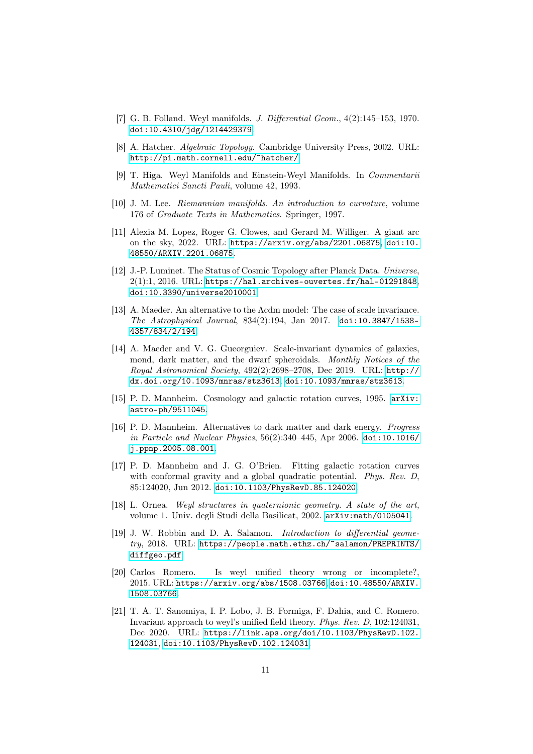[7] G. B. Folland. Weyl manifolds. *J. Differential Geom.*, 4(2):145–153, 1970. doi:10.4310/jdg/1214429379.

[8] A. Hatcher. *Algebraic Topology*. Cambridge University Press, 2002. URL: http://pi.math.cornell.edu/~hatcher/.

[9] T. Higa. Weyl Manifolds and Einstein-Weyl Manifolds. In *Commentarii Mathematici Sancti Pauli*, volume 42, 1993.

[10] J. M. Lee. *Riemannian manifolds. An introduction to curvature*, volume 176 of *Graduate Texts in Mathematics*. Springer, 1997.

[11] Alexia M. Lopez, Roger G. Clowes, and Gerard M. Williger. A giant arc on the sky, 2022. URL: https://arxiv.org/abs/2201.06875, doi:10.48550/ARXIV.2201.06875.

[12] J.-P. Luminet. The Status of Cosmic Topology after Planck Data. *Universe*, 2(1):1, 2016. URL: https://hal.archives-ouvertes.fr/hal-01291848, doi:10.3390/universe2010001.

[13] A. Maeder. An alternative to the Λcdm model: The case of scale invariance. *The Astrophysical Journal*, 834(2):194, Jan 2017. doi:10.3847/1538-4357/834/2/194.

[14] A. Maeder and V. G. Gueorguiev. Scale-invariant dynamics of galaxies, mond, dark matter, and the dwarf spheroidals. *Monthly Notices of the Royal Astronomical Society*, 492(2):2698–2708, Dec 2019. URL: http://dx.doi.org/10.1093/mnras/stz3613, doi:10.1093/mnras/stz3613.

[15] P. D. Mannheim. Cosmology and galactic rotation curves, 1995. arXiv:astro-ph/9511045.

[16] P. D. Mannheim. Alternatives to dark matter and dark energy. *Progress in Particle and Nuclear Physics*, 56(2):340–445, Apr 2006. doi:10.1016/j.ppnp.2005.08.001.

[17] P. D. Mannheim and J. G. O'Brien. Fitting galactic rotation curves with conformal gravity and a global quadratic potential. *Phys. Rev. D*, 85:124020, Jun 2012. doi:10.1103/PhysRevD.85.124020.

[18] L. Ornea. *Weyl structures in quaternionic geometry. A state of the art*, volume 1. Univ. degli Studi della Basilicat, 2002. arXiv:math/0105041.

[19] J. W. Robbin and D. A. Salamon. *Introduction to differential geometry*, 2018. URL: https://people.math.ethz.ch/~salamon/PREPRINTS/diffgeo.pdf.

[20] Carlos Romero. Is weyl unified theory wrong or incomplete?, 2015. URL: https://arxiv.org/abs/1508.03766, doi:10.48550/ARXIV.1508.03766.

[21] T. A. T. Sanomiya, I. P. Lobo, J. B. Formiga, F. Dahia, and C. Romero. Invariant approach to weyl's unified field theory. *Phys. Rev. D*, 102:124031, Dec 2020. URL: https://link.aps.org/doi/10.1103/PhysRevD.102.124031, doi:10.1103/PhysRevD.102.124031.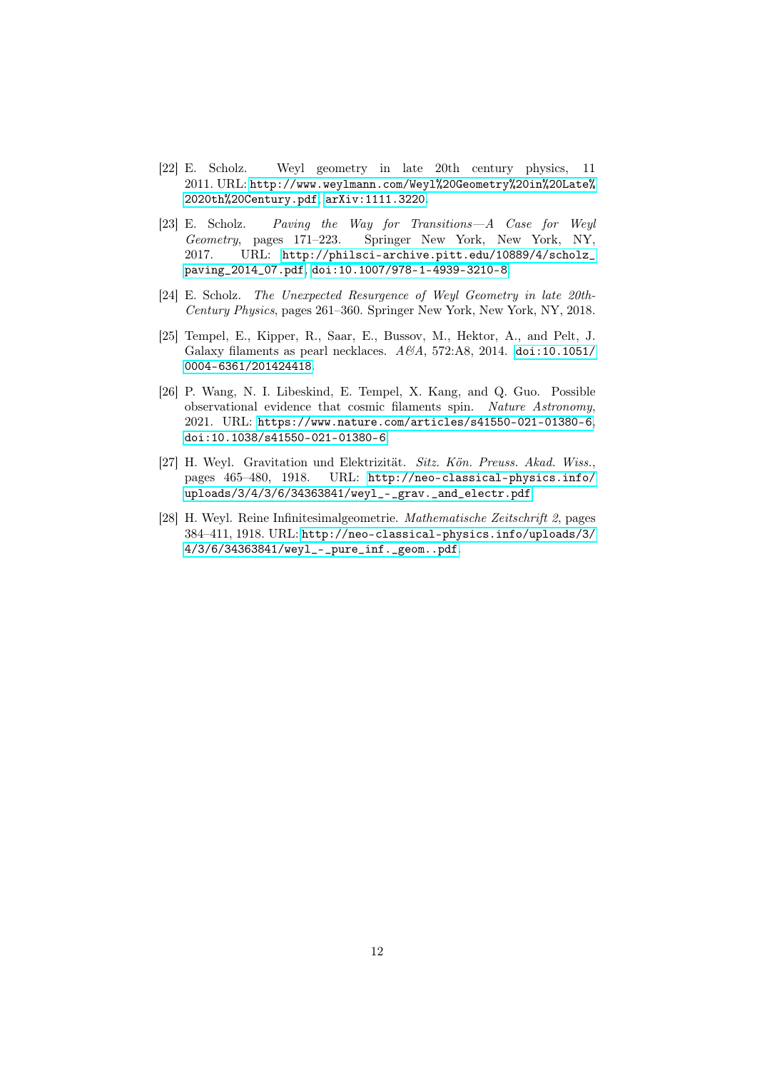[22] E. Scholz. Weyl geometry in late 20th century physics, 11 2011. URL: http://www.weylmann.com/Weyl%20Geometry%20in%20Late%2020th%20Century.pdf, arXiv:1111.3220.

[23] E. Scholz. *Paving the Way for Transitions—A Case for Weyl Geometry*, pages 171–223. Springer New York, New York, NY, 2017. URL: http://philsci-archive.pitt.edu/10889/4/scholz_paving_2014_07.pdf, doi:10.1007/978-1-4939-3210-8.

[24] E. Scholz. *The Unexpected Resurgence of Weyl Geometry in late 20th-Century Physics*, pages 261–360. Springer New York, New York, NY, 2018.

[25] Tempel, E., Kipper, R., Saar, E., Bussov, M., Hektor, A., and Pelt, J. Galaxy filaments as pearl necklaces. *A&A*, 572:A8, 2014. doi:10.1051/0004-6361/201424418.

[26] P. Wang, N. I. Libeskind, E. Tempel, X. Kang, and Q. Guo. Possible observational evidence that cosmic filaments spin. *Nature Astronomy*, 2021. URL: https://www.nature.com/articles/s41550-021-01380-6, doi:10.1038/s41550-021-01380-6.

[27] H. Weyl. Gravitation und Elektrizität. *Sitz. Kön. Preuss. Akad. Wiss.*, pages 465–480, 1918. URL: http://neo-classical-physics.info/uploads/3/4/3/6/34363841/weyl_-_grav._and_electr.pdf.

[28] H. Weyl. Reine Infinitesimalgeometrie. *Mathematische Zeitschrift 2*, pages 384–411, 1918. URL: http://neo-classical-physics.info/uploads/3/4/3/6/34363841/weyl_-_pure_inf._geom..pdf.